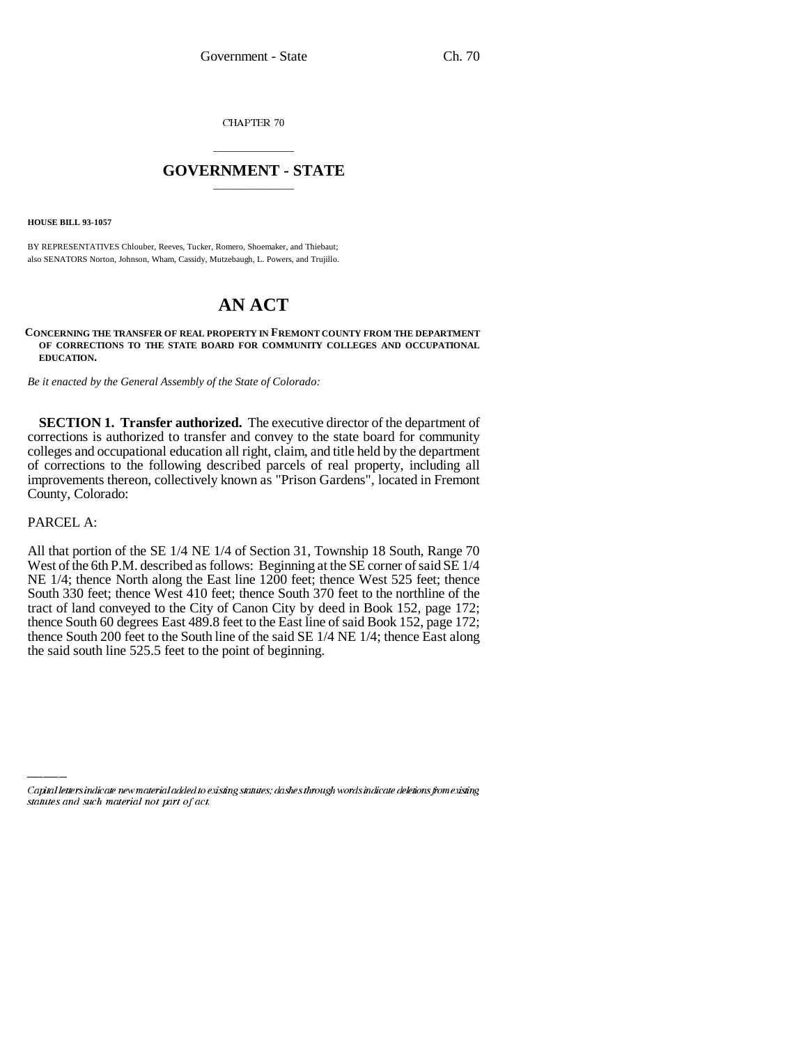CHAPTER 70

# GOVERNMENT - STATE

**HOUSE BILL 93-1057**

BY REPRESENTATIVES Chlouber, Reeves, Tucker, Romero, Shoemaker, and Thiebaut;
also SENATORS Norton, Johnson, Wham, Cassidy, Mutzebaugh, L. Powers, and Trujillo.

# AN ACT

**CONCERNING THE TRANSFER OF REAL PROPERTY IN FREMONT COUNTY FROM THE DEPARTMENT OF CORRECTIONS TO THE STATE BOARD FOR COMMUNITY COLLEGES AND OCCUPATIONAL EDUCATION.**

*Be it enacted by the General Assembly of the State of Colorado:*

**SECTION 1. Transfer authorized.** The executive director of the department of corrections is authorized to transfer and convey to the state board for community colleges and occupational education all right, claim, and title held by the department of corrections to the following described parcels of real property, including all improvements thereon, collectively known as "Prison Gardens", located in Fremont County, Colorado:

PARCEL A:

All that portion of the SE 1/4 NE 1/4 of Section 31, Township 18 South, Range 70 West of the 6th P.M. described as follows: Beginning at the SE corner of said SE 1/4 NE 1/4; thence North along the East line 1200 feet; thence West 525 feet; thence South 330 feet; thence West 410 feet; thence South 370 feet to the northline of the tract of land conveyed to the City of Canon City by deed in Book 152, page 172; thence South 60 degrees East 489.8 feet to the East line of said Book 152, page 172; thence South 200 feet to the South line of the said SE 1/4 NE 1/4; thence East along the said south line 525.5 feet to the point of beginning.

---

*Capital letters indicate new material added to existing statutes; dashes through words indicate deletions from existing statutes and such material not part of act.*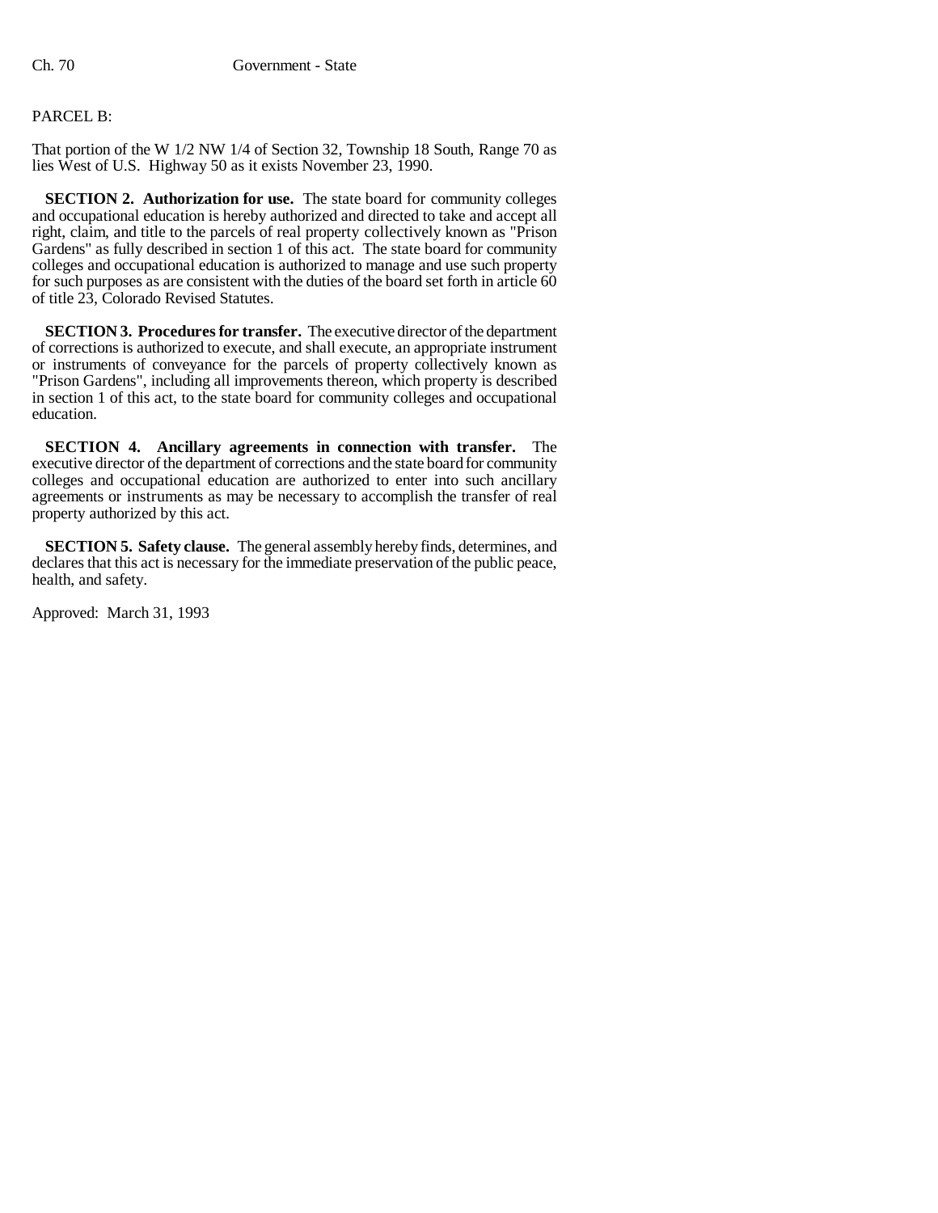PARCEL B:

That portion of the W 1/2 NW 1/4 of Section 32, Township 18 South, Range 70 as lies West of U.S. Highway 50 as it exists November 23, 1990.

**SECTION 2. Authorization for use.** The state board for community colleges and occupational education is hereby authorized and directed to take and accept all right, claim, and title to the parcels of real property collectively known as "Prison Gardens" as fully described in section 1 of this act. The state board for community colleges and occupational education is authorized to manage and use such property for such purposes as are consistent with the duties of the board set forth in article 60 of title 23, Colorado Revised Statutes.

**SECTION 3. Procedures for transfer.** The executive director of the department of corrections is authorized to execute, and shall execute, an appropriate instrument or instruments of conveyance for the parcels of property collectively known as "Prison Gardens", including all improvements thereon, which property is described in section 1 of this act, to the state board for community colleges and occupational education.

**SECTION 4. Ancillary agreements in connection with transfer.** The executive director of the department of corrections and the state board for community colleges and occupational education are authorized to enter into such ancillary agreements or instruments as may be necessary to accomplish the transfer of real property authorized by this act.

**SECTION 5. Safety clause.** The general assembly hereby finds, determines, and declares that this act is necessary for the immediate preservation of the public peace, health, and safety.

Approved: March 31, 1993